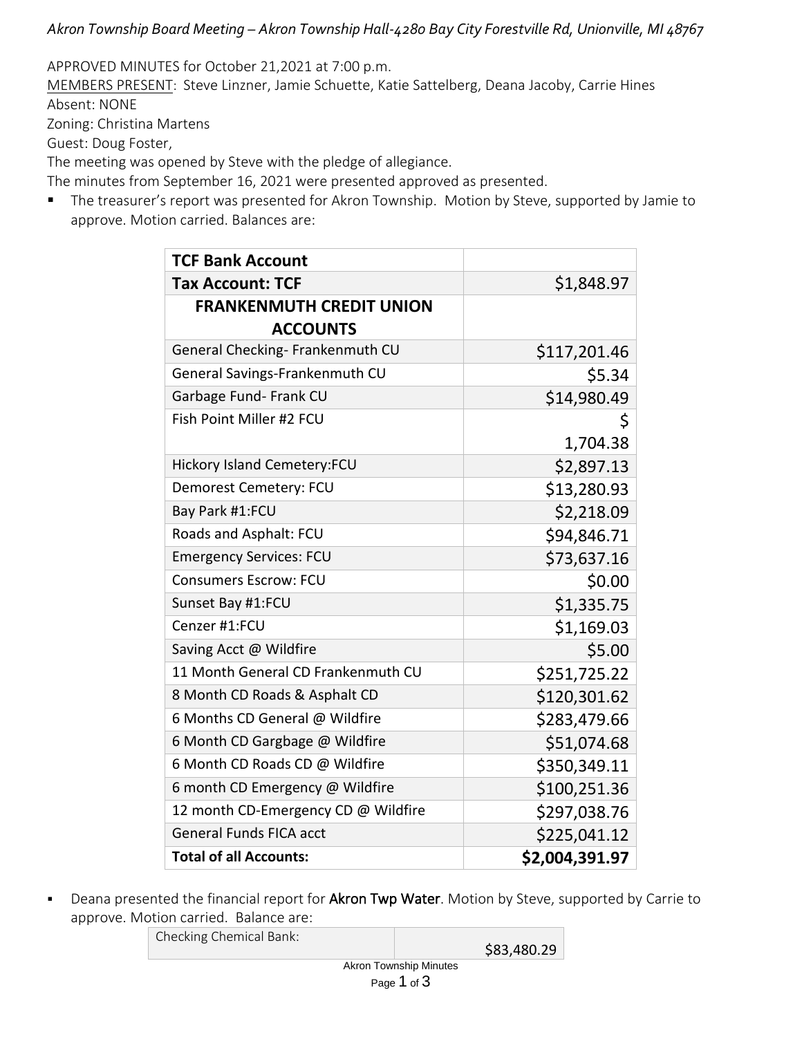*Akron Township Board Meeting – Akron Township Hall-4280 Bay City Forestville Rd, Unionville, MI 48767*

APPROVED MINUTES for October 21,2021 at 7:00 p.m.

MEMBERS PRESENT: Steve Linzner, Jamie Schuette, Katie Sattelberg, Deana Jacoby, Carrie Hines

Absent: NONE

Zoning: Christina Martens

Guest: Doug Foster,

The meeting was opened by Steve with the pledge of allegiance.

The minutes from September 16, 2021 were presented approved as presented.

- The treasurer's report was presented for Akron Township. Motion by Steve, supported by Jamie to approve. Motion carried. Balances are:

| **TCF Bank Account** | |
|---|---|
| **Tax Account: TCF** | $1,848.97 |
| **FRANKENMUTH CREDIT UNION ACCOUNTS** | |
| General Checking- Frankenmuth CU | $117,201.46 |
| General Savings-Frankenmuth CU | $5.34 |
| Garbage Fund- Frank CU | $14,980.49 |
| Fish Point Miller #2 FCU | $ 1,704.38 |
| Hickory Island Cemetery:FCU | $2,897.13 |
| Demorest Cemetery: FCU | $13,280.93 |
| Bay Park #1:FCU | $2,218.09 |
| Roads and Asphalt: FCU | $94,846.71 |
| Emergency Services: FCU | $73,637.16 |
| Consumers Escrow: FCU | $0.00 |
| Sunset Bay #1:FCU | $1,335.75 |
| Cenzer #1:FCU | $1,169.03 |
| Saving Acct @ Wildfire | $5.00 |
| 11 Month General CD Frankenmuth CU | $251,725.22 |
| 8 Month CD Roads & Asphalt CD | $120,301.62 |
| 6 Months CD General @ Wildfire | $283,479.66 |
| 6 Month CD Gargbage @ Wildfire | $51,074.68 |
| 6 Month CD Roads CD @ Wildfire | $350,349.11 |
| 6 month CD Emergency @ Wildfire | $100,251.36 |
| 12 month CD-Emergency CD @ Wildfire | $297,038.76 |
| General Funds FICA acct | $225,041.12 |
| **Total of all Accounts:** | **$2,004,391.97** |

- Deana presented the financial report for **Akron Twp Water**. Motion by Steve, supported by Carrie to approve. Motion carried. Balance are:

| Checking Chemical Bank: | $83,480.29 |
|---|---|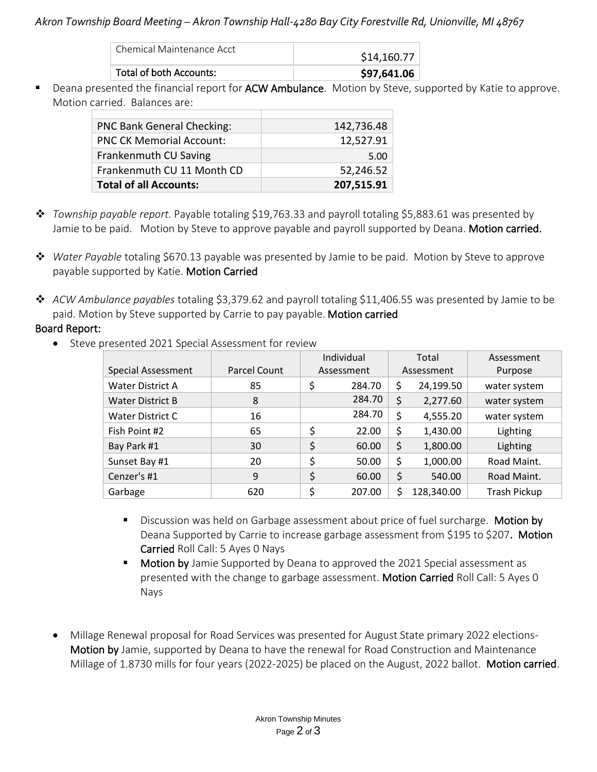| Chemical Maintenance Acct | $14,160.77 |
|---|---|
| **Total of both Accounts:** | **$97,641.06** |

- Deana presented the financial report for **ACW Ambulance**. Motion by Steve, supported by Katie to approve. Motion carried. Balances are:

| | |
|---|---|
| PNC Bank General Checking: | 142,736.48 |
| PNC CK Memorial Account: | 12,527.91 |
| Frankenmuth CU Saving | 5.00 |
| Frankenmuth CU 11 Month CD | 52,246.52 |
| **Total of all Accounts:** | **207,515.91** |

- *Township payable report.* Payable totaling $19,763.33 and payroll totaling $5,883.61 was presented by Jamie to be paid. Motion by Steve to approve payable and payroll supported by Deana. **Motion carried.**

- *Water Payable* totaling $670.13 payable was presented by Jamie to be paid. Motion by Steve to approve payable supported by Katie. **Motion Carried**

- *ACW Ambulance payables* totaling $3,379.62 and payroll totaling $11,406.55 was presented by Jamie to be paid. Motion by Steve supported by Carrie to pay payable. **Motion carried**

**Board Report:**

- Steve presented 2021 Special Assessment for review

| Special Assessment | Parcel Count | Individual Assessment | Total Assessment | Assessment Purpose |
|---|---|---|---|---|
| Water District A | 85 | $ 284.70 | $ 24,199.50 | water system |
| Water District B | 8 | 284.70 | $ 2,277.60 | water system |
| Water District C | 16 | 284.70 | $ 4,555.20 | water system |
| Fish Point #2 | 65 | $ 22.00 | $ 1,430.00 | Lighting |
| Bay Park #1 | 30 | $ 60.00 | $ 1,800.00 | Lighting |
| Sunset Bay #1 | 20 | $ 50.00 | $ 1,000.00 | Road Maint. |
| Cenzer's #1 | 9 | $ 60.00 | $ 540.00 | Road Maint. |
| Garbage | 620 | $ 207.00 | $ 128,340.00 | Trash Pickup |

  - Discussion was held on Garbage assessment about price of fuel surcharge. **Motion by** Deana Supported by Carrie to increase garbage assessment from $195 to $207. **Motion Carried** Roll Call: 5 Ayes 0 Nays
  - **Motion by** Jamie Supported by Deana to approved the 2021 Special assessment as presented with the change to garbage assessment. **Motion Carried** Roll Call: 5 Ayes 0 Nays

- Millage Renewal proposal for Road Services was presented for August State primary 2022 elections- **Motion by** Jamie, supported by Deana to have the renewal for Road Construction and Maintenance Millage of 1.8730 mills for four years (2022-2025) be placed on the August, 2022 ballot. **Motion carried**.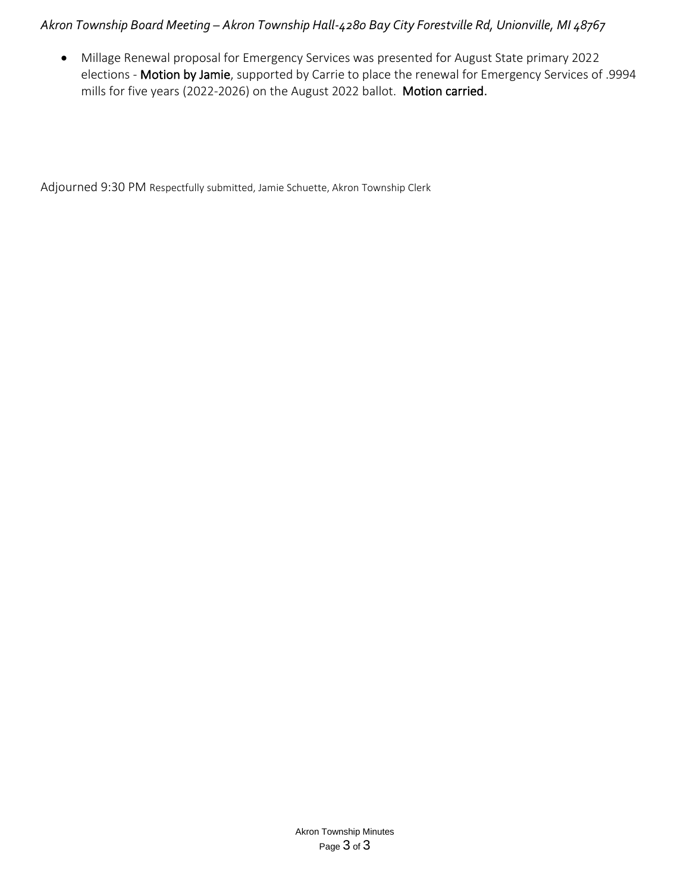- Millage Renewal proposal for Emergency Services was presented for August State primary 2022 elections - **Motion by Jamie**, supported by Carrie to place the renewal for Emergency Services of .9994 mills for five years (2022-2026) on the August 2022 ballot. **Motion carried.**

Adjourned 9:30 PM Respectfully submitted, Jamie Schuette, Akron Township Clerk